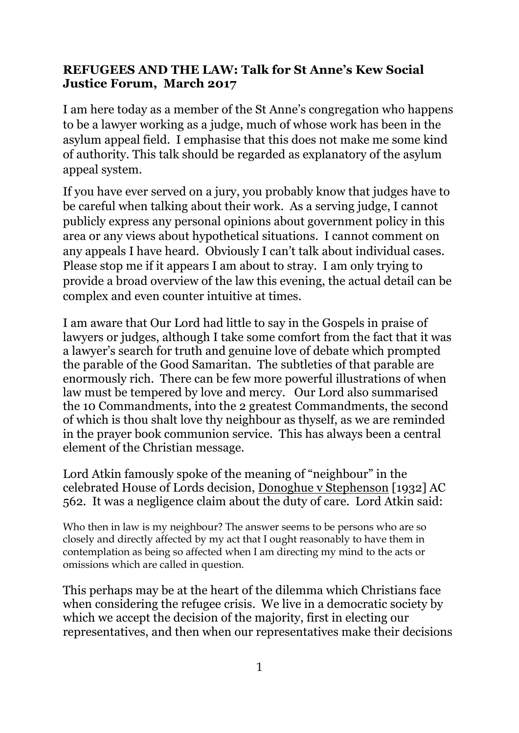**REFUGEES AND THE LAW: Talk for St Anne's Kew Social Justice Forum, March 2017**

I am here today as a member of the St Anne's congregation who happens to be a lawyer working as a judge, much of whose work has been in the asylum appeal field. I emphasise that this does not make me some kind of authority. This talk should be regarded as explanatory of the asylum appeal system.

If you have ever served on a jury, you probably know that judges have to be careful when talking about their work. As a serving judge, I cannot publicly express any personal opinions about government policy in this area or any views about hypothetical situations. I cannot comment on any appeals I have heard. Obviously I can't talk about individual cases. Please stop me if it appears I am about to stray. I am only trying to provide a broad overview of the law this evening, the actual detail can be complex and even counter intuitive at times.

I am aware that Our Lord had little to say in the Gospels in praise of lawyers or judges, although I take some comfort from the fact that it was a lawyer's search for truth and genuine love of debate which prompted the parable of the Good Samaritan. The subtleties of that parable are enormously rich. There can be few more powerful illustrations of when law must be tempered by love and mercy. Our Lord also summarised the 10 Commandments, into the 2 greatest Commandments, the second of which is thou shalt love thy neighbour as thyself, as we are reminded in the prayer book communion service. This has always been a central element of the Christian message.

Lord Atkin famously spoke of the meaning of "neighbour" in the celebrated House of Lords decision, Donoghue v Stephenson [1932] AC 562. It was a negligence claim about the duty of care. Lord Atkin said:

> Who then in law is my neighbour? The answer seems to be persons who are so closely and directly affected by my act that I ought reasonably to have them in contemplation as being so affected when I am directing my mind to the acts or omissions which are called in question.

This perhaps may be at the heart of the dilemma which Christians face when considering the refugee crisis. We live in a democratic society by which we accept the decision of the majority, first in electing our representatives, and then when our representatives make their decisions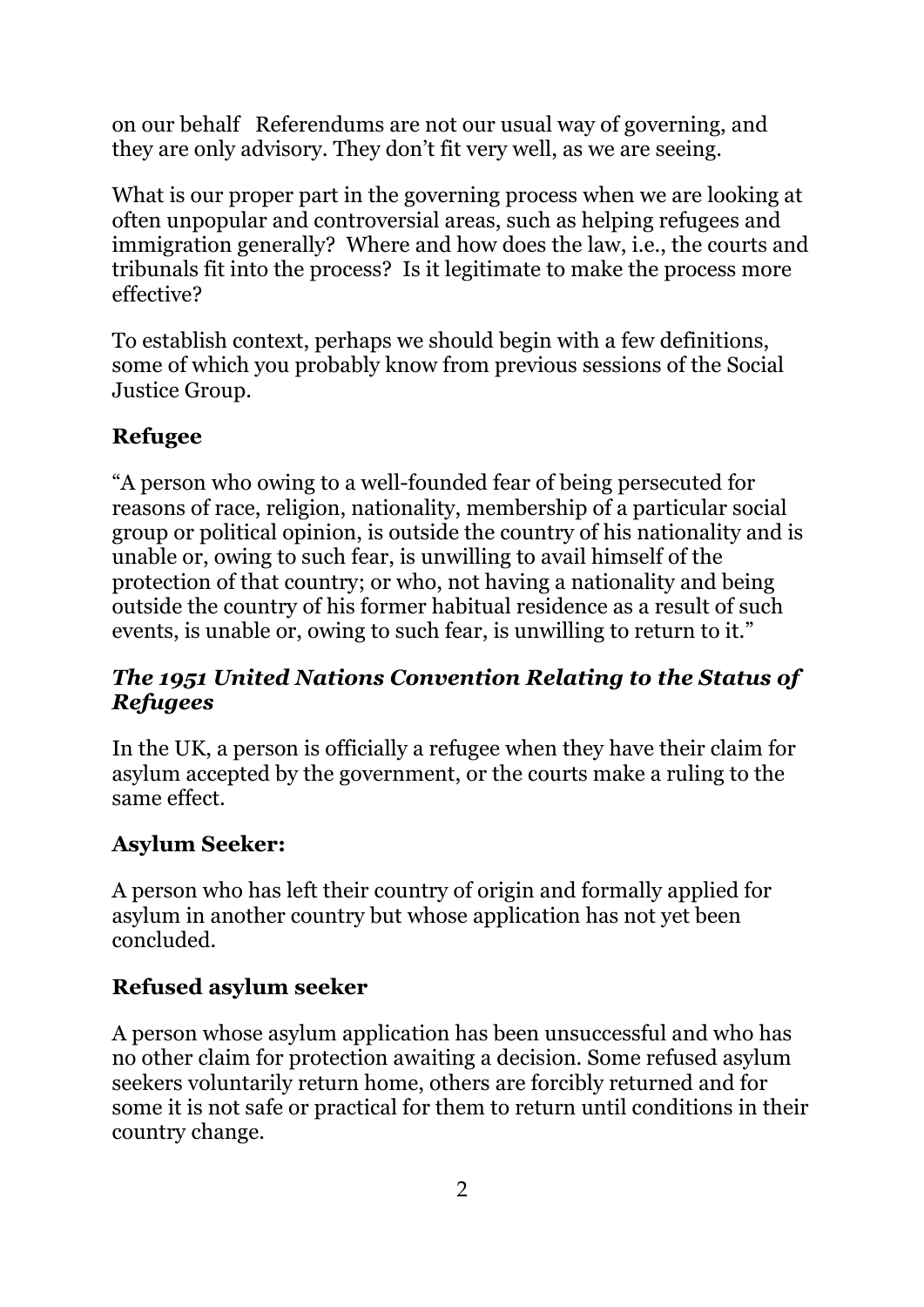on our behalf Referendums are not our usual way of governing, and they are only advisory. They don't fit very well, as we are seeing.

What is our proper part in the governing process when we are looking at often unpopular and controversial areas, such as helping refugees and immigration generally? Where and how does the law, i.e., the courts and tribunals fit into the process? Is it legitimate to make the process more effective?

To establish context, perhaps we should begin with a few definitions, some of which you probably know from previous sessions of the Social Justice Group.

## Refugee

"A person who owing to a well-founded fear of being persecuted for reasons of race, religion, nationality, membership of a particular social group or political opinion, is outside the country of his nationality and is unable or, owing to such fear, is unwilling to avail himself of the protection of that country; or who, not having a nationality and being outside the country of his former habitual residence as a result of such events, is unable or, owing to such fear, is unwilling to return to it."

***The 1951 United Nations Convention Relating to the Status of Refugees***

In the UK, a person is officially a refugee when they have their claim for asylum accepted by the government, or the courts make a ruling to the same effect.

## Asylum Seeker:

A person who has left their country of origin and formally applied for asylum in another country but whose application has not yet been concluded.

## Refused asylum seeker

A person whose asylum application has been unsuccessful and who has no other claim for protection awaiting a decision. Some refused asylum seekers voluntarily return home, others are forcibly returned and for some it is not safe or practical for them to return until conditions in their country change.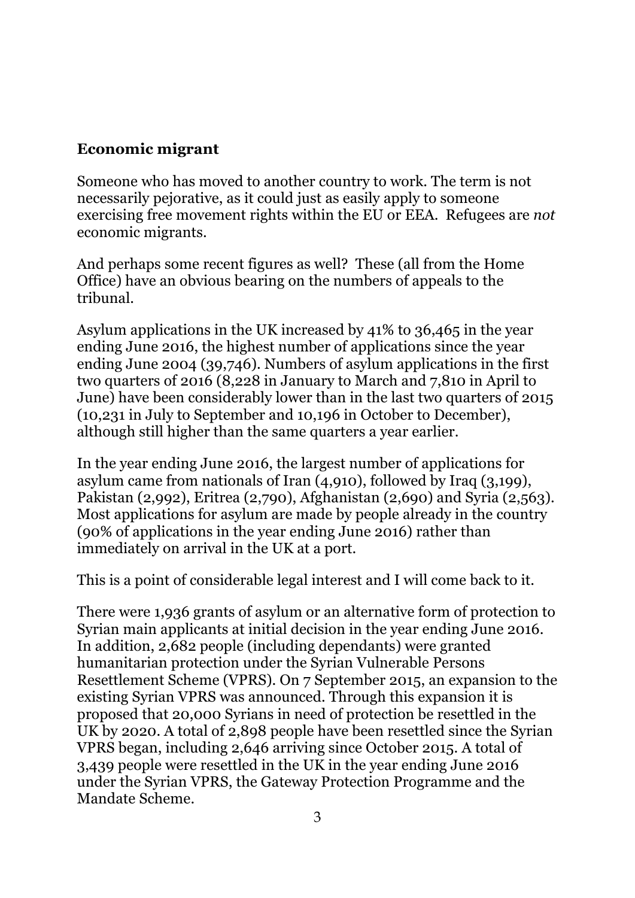**Economic migrant**

Someone who has moved to another country to work. The term is not necessarily pejorative, as it could just as easily apply to someone exercising free movement rights within the EU or EEA. Refugees are *not* economic migrants.

And perhaps some recent figures as well? These (all from the Home Office) have an obvious bearing on the numbers of appeals to the tribunal.

Asylum applications in the UK increased by 41% to 36,465 in the year ending June 2016, the highest number of applications since the year ending June 2004 (39,746). Numbers of asylum applications in the first two quarters of 2016 (8,228 in January to March and 7,810 in April to June) have been considerably lower than in the last two quarters of 2015 (10,231 in July to September and 10,196 in October to December), although still higher than the same quarters a year earlier.

In the year ending June 2016, the largest number of applications for asylum came from nationals of Iran (4,910), followed by Iraq (3,199), Pakistan (2,992), Eritrea (2,790), Afghanistan (2,690) and Syria (2,563). Most applications for asylum are made by people already in the country (90% of applications in the year ending June 2016) rather than immediately on arrival in the UK at a port.

This is a point of considerable legal interest and I will come back to it.

There were 1,936 grants of asylum or an alternative form of protection to Syrian main applicants at initial decision in the year ending June 2016. In addition, 2,682 people (including dependants) were granted humanitarian protection under the Syrian Vulnerable Persons Resettlement Scheme (VPRS). On 7 September 2015, an expansion to the existing Syrian VPRS was announced. Through this expansion it is proposed that 20,000 Syrians in need of protection be resettled in the UK by 2020. A total of 2,898 people have been resettled since the Syrian VPRS began, including 2,646 arriving since October 2015. A total of 3,439 people were resettled in the UK in the year ending June 2016 under the Syrian VPRS, the Gateway Protection Programme and the Mandate Scheme.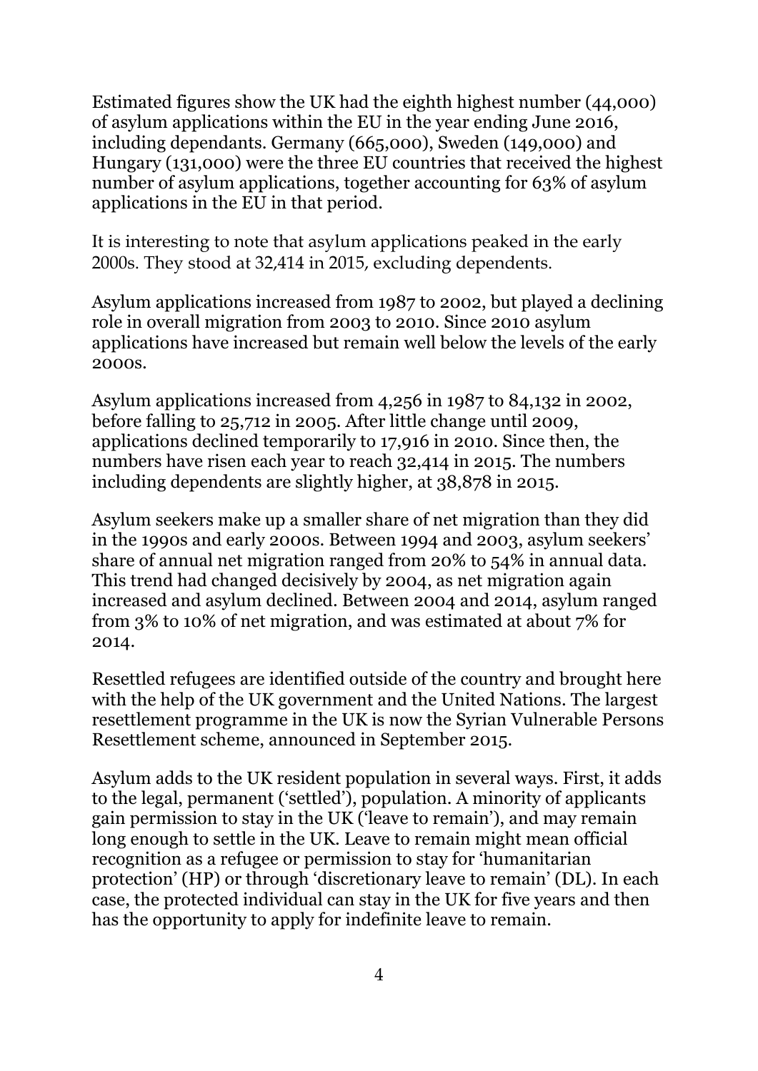Estimated figures show the UK had the eighth highest number (44,000) of asylum applications within the EU in the year ending June 2016, including dependants. Germany (665,000), Sweden (149,000) and Hungary (131,000) were the three EU countries that received the highest number of asylum applications, together accounting for 63% of asylum applications in the EU in that period.

It is interesting to note that asylum applications peaked in the early 2000s. They stood at 32,414 in 2015, excluding dependents.

Asylum applications increased from 1987 to 2002, but played a declining role in overall migration from 2003 to 2010. Since 2010 asylum applications have increased but remain well below the levels of the early 2000s.

Asylum applications increased from 4,256 in 1987 to 84,132 in 2002, before falling to 25,712 in 2005. After little change until 2009, applications declined temporarily to 17,916 in 2010. Since then, the numbers have risen each year to reach 32,414 in 2015. The numbers including dependents are slightly higher, at 38,878 in 2015.

Asylum seekers make up a smaller share of net migration than they did in the 1990s and early 2000s. Between 1994 and 2003, asylum seekers' share of annual net migration ranged from 20% to 54% in annual data. This trend had changed decisively by 2004, as net migration again increased and asylum declined. Between 2004 and 2014, asylum ranged from 3% to 10% of net migration, and was estimated at about 7% for 2014.

Resettled refugees are identified outside of the country and brought here with the help of the UK government and the United Nations. The largest resettlement programme in the UK is now the Syrian Vulnerable Persons Resettlement scheme, announced in September 2015.

Asylum adds to the UK resident population in several ways. First, it adds to the legal, permanent ('settled'), population. A minority of applicants gain permission to stay in the UK ('leave to remain'), and may remain long enough to settle in the UK. Leave to remain might mean official recognition as a refugee or permission to stay for 'humanitarian protection' (HP) or through 'discretionary leave to remain' (DL). In each case, the protected individual can stay in the UK for five years and then has the opportunity to apply for indefinite leave to remain.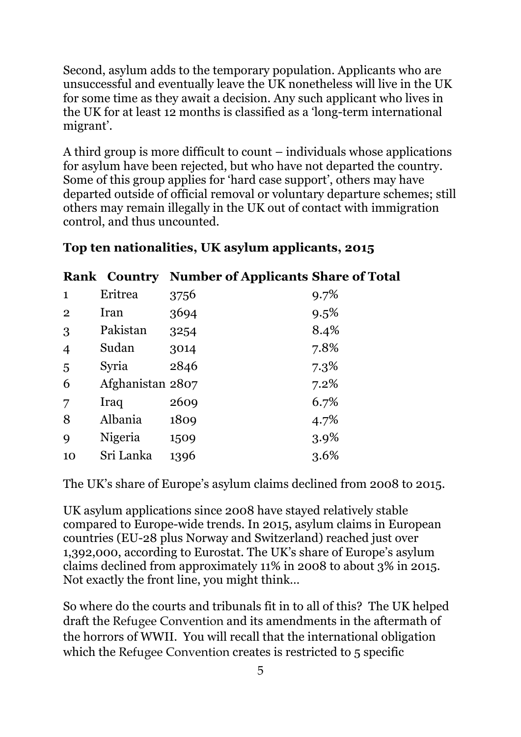Second, asylum adds to the temporary population. Applicants who are unsuccessful and eventually leave the UK nonetheless will live in the UK for some time as they await a decision. Any such applicant who lives in the UK for at least 12 months is classified as a 'long-term international migrant'.

A third group is more difficult to count – individuals whose applications for asylum have been rejected, but who have not departed the country. Some of this group applies for 'hard case support', others may have departed outside of official removal or voluntary departure schemes; still others may remain illegally in the UK out of contact with immigration control, and thus uncounted.

**Top ten nationalities, UK asylum applicants, 2015**

| Rank | Country | Number of Applicants | Share of Total |
|---|---|---|---|
| 1 | Eritrea | 3756 | 9.7% |
| 2 | Iran | 3694 | 9.5% |
| 3 | Pakistan | 3254 | 8.4% |
| 4 | Sudan | 3014 | 7.8% |
| 5 | Syria | 2846 | 7.3% |
| 6 | Afghanistan | 2807 | 7.2% |
| 7 | Iraq | 2609 | 6.7% |
| 8 | Albania | 1809 | 4.7% |
| 9 | Nigeria | 1509 | 3.9% |
| 10 | Sri Lanka | 1396 | 3.6% |

The UK's share of Europe's asylum claims declined from 2008 to 2015.

UK asylum applications since 2008 have stayed relatively stable compared to Europe-wide trends. In 2015, asylum claims in European countries (EU-28 plus Norway and Switzerland) reached just over 1,392,000, according to Eurostat. The UK's share of Europe's asylum claims declined from approximately 11% in 2008 to about 3% in 2015. Not exactly the front line, you might think…

So where do the courts and tribunals fit in to all of this? The UK helped draft the Refugee Convention and its amendments in the aftermath of the horrors of WWII. You will recall that the international obligation which the Refugee Convention creates is restricted to 5 specific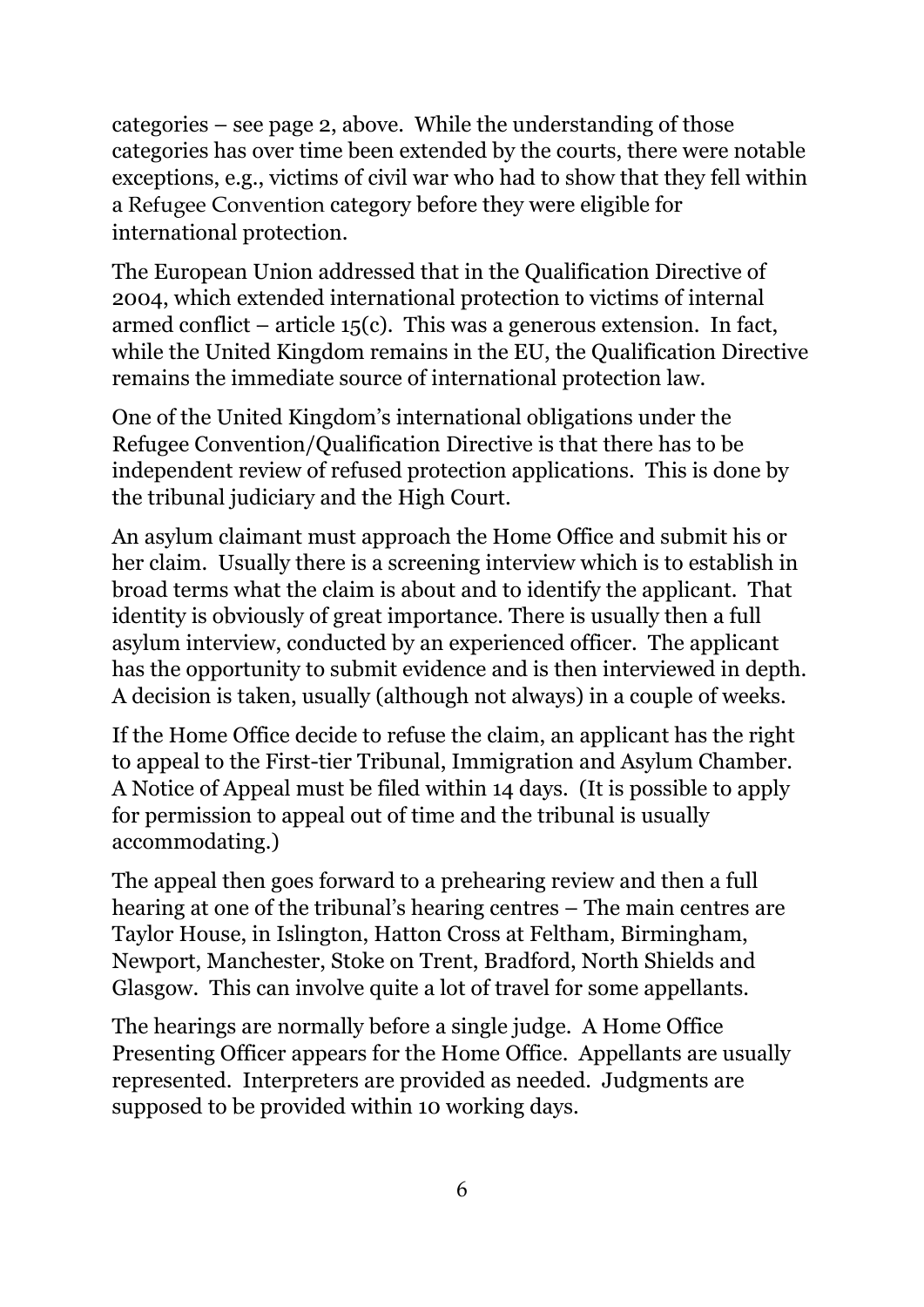categories – see page 2, above. While the understanding of those categories has over time been extended by the courts, there were notable exceptions, e.g., victims of civil war who had to show that they fell within a Refugee Convention category before they were eligible for international protection.

The European Union addressed that in the Qualification Directive of 2004, which extended international protection to victims of internal armed conflict – article 15(c). This was a generous extension. In fact, while the United Kingdom remains in the EU, the Qualification Directive remains the immediate source of international protection law.

One of the United Kingdom's international obligations under the Refugee Convention/Qualification Directive is that there has to be independent review of refused protection applications. This is done by the tribunal judiciary and the High Court.

An asylum claimant must approach the Home Office and submit his or her claim. Usually there is a screening interview which is to establish in broad terms what the claim is about and to identify the applicant. That identity is obviously of great importance. There is usually then a full asylum interview, conducted by an experienced officer. The applicant has the opportunity to submit evidence and is then interviewed in depth. A decision is taken, usually (although not always) in a couple of weeks.

If the Home Office decide to refuse the claim, an applicant has the right to appeal to the First-tier Tribunal, Immigration and Asylum Chamber. A Notice of Appeal must be filed within 14 days. (It is possible to apply for permission to appeal out of time and the tribunal is usually accommodating.)

The appeal then goes forward to a prehearing review and then a full hearing at one of the tribunal's hearing centres – The main centres are Taylor House, in Islington, Hatton Cross at Feltham, Birmingham, Newport, Manchester, Stoke on Trent, Bradford, North Shields and Glasgow. This can involve quite a lot of travel for some appellants.

The hearings are normally before a single judge. A Home Office Presenting Officer appears for the Home Office. Appellants are usually represented. Interpreters are provided as needed. Judgments are supposed to be provided within 10 working days.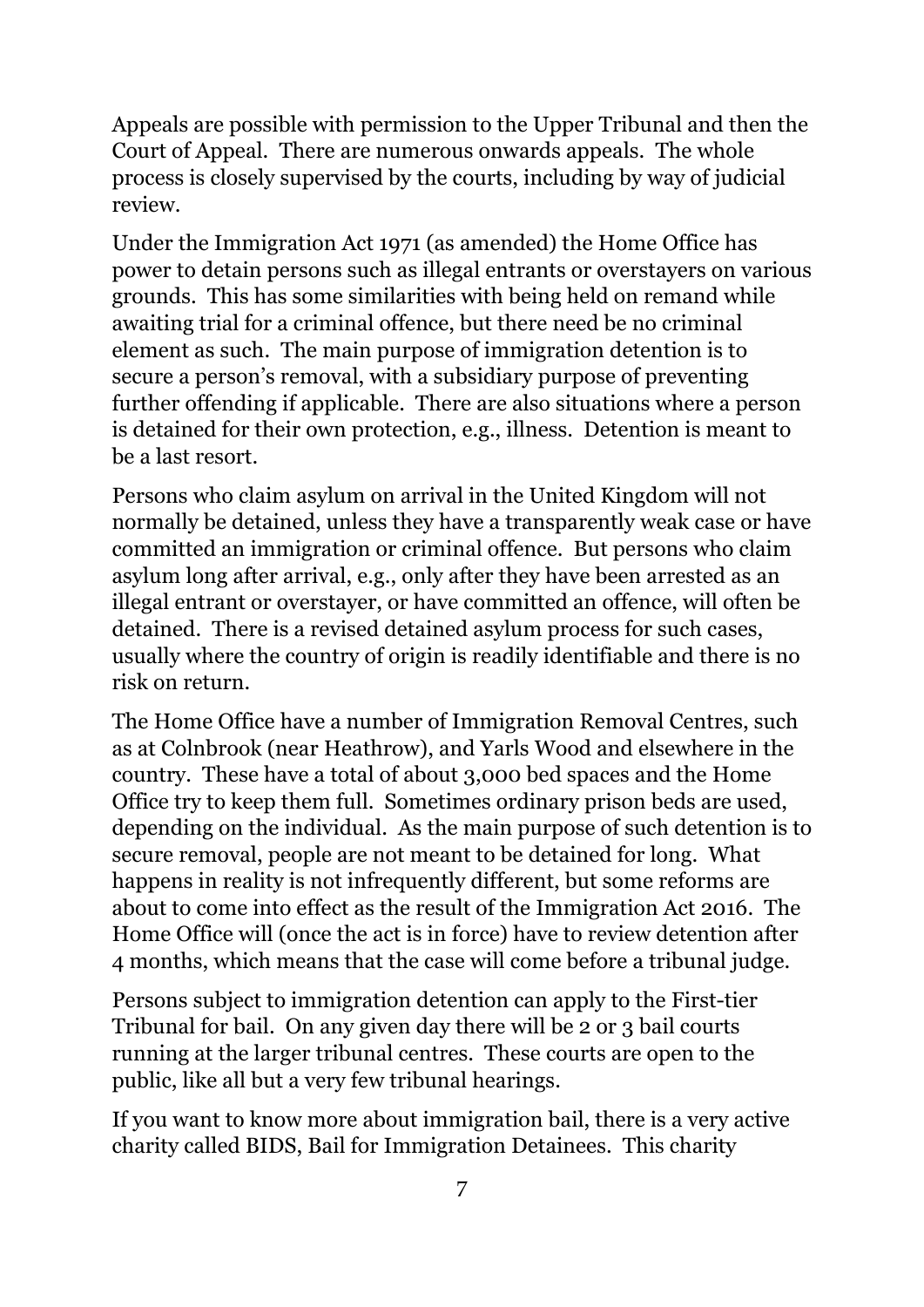Appeals are possible with permission to the Upper Tribunal and then the Court of Appeal. There are numerous onwards appeals. The whole process is closely supervised by the courts, including by way of judicial review.

Under the Immigration Act 1971 (as amended) the Home Office has power to detain persons such as illegal entrants or overstayers on various grounds. This has some similarities with being held on remand while awaiting trial for a criminal offence, but there need be no criminal element as such. The main purpose of immigration detention is to secure a person's removal, with a subsidiary purpose of preventing further offending if applicable. There are also situations where a person is detained for their own protection, e.g., illness. Detention is meant to be a last resort.

Persons who claim asylum on arrival in the United Kingdom will not normally be detained, unless they have a transparently weak case or have committed an immigration or criminal offence. But persons who claim asylum long after arrival, e.g., only after they have been arrested as an illegal entrant or overstayer, or have committed an offence, will often be detained. There is a revised detained asylum process for such cases, usually where the country of origin is readily identifiable and there is no risk on return.

The Home Office have a number of Immigration Removal Centres, such as at Colnbrook (near Heathrow), and Yarls Wood and elsewhere in the country. These have a total of about 3,000 bed spaces and the Home Office try to keep them full. Sometimes ordinary prison beds are used, depending on the individual. As the main purpose of such detention is to secure removal, people are not meant to be detained for long. What happens in reality is not infrequently different, but some reforms are about to come into effect as the result of the Immigration Act 2016. The Home Office will (once the act is in force) have to review detention after 4 months, which means that the case will come before a tribunal judge.

Persons subject to immigration detention can apply to the First-tier Tribunal for bail. On any given day there will be 2 or 3 bail courts running at the larger tribunal centres. These courts are open to the public, like all but a very few tribunal hearings.

If you want to know more about immigration bail, there is a very active charity called BIDS, Bail for Immigration Detainees. This charity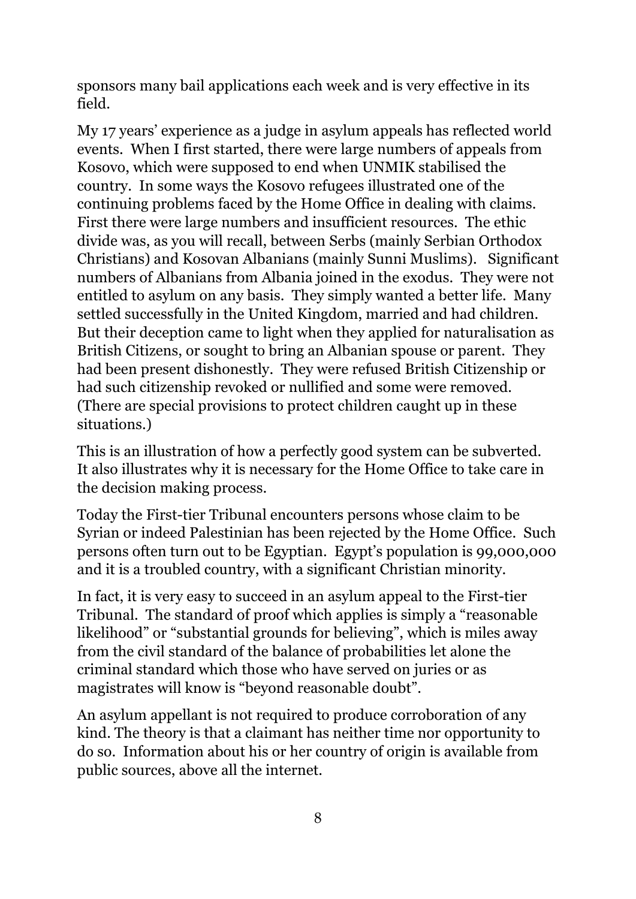sponsors many bail applications each week and is very effective in its field.

My 17 years' experience as a judge in asylum appeals has reflected world events. When I first started, there were large numbers of appeals from Kosovo, which were supposed to end when UNMIK stabilised the country. In some ways the Kosovo refugees illustrated one of the continuing problems faced by the Home Office in dealing with claims. First there were large numbers and insufficient resources. The ethic divide was, as you will recall, between Serbs (mainly Serbian Orthodox Christians) and Kosovan Albanians (mainly Sunni Muslims). Significant numbers of Albanians from Albania joined in the exodus. They were not entitled to asylum on any basis. They simply wanted a better life. Many settled successfully in the United Kingdom, married and had children. But their deception came to light when they applied for naturalisation as British Citizens, or sought to bring an Albanian spouse or parent. They had been present dishonestly. They were refused British Citizenship or had such citizenship revoked or nullified and some were removed. (There are special provisions to protect children caught up in these situations.)

This is an illustration of how a perfectly good system can be subverted. It also illustrates why it is necessary for the Home Office to take care in the decision making process.

Today the First-tier Tribunal encounters persons whose claim to be Syrian or indeed Palestinian has been rejected by the Home Office. Such persons often turn out to be Egyptian. Egypt's population is 99,000,000 and it is a troubled country, with a significant Christian minority.

In fact, it is very easy to succeed in an asylum appeal to the First-tier Tribunal. The standard of proof which applies is simply a "reasonable likelihood" or "substantial grounds for believing", which is miles away from the civil standard of the balance of probabilities let alone the criminal standard which those who have served on juries or as magistrates will know is "beyond reasonable doubt".

An asylum appellant is not required to produce corroboration of any kind. The theory is that a claimant has neither time nor opportunity to do so. Information about his or her country of origin is available from public sources, above all the internet.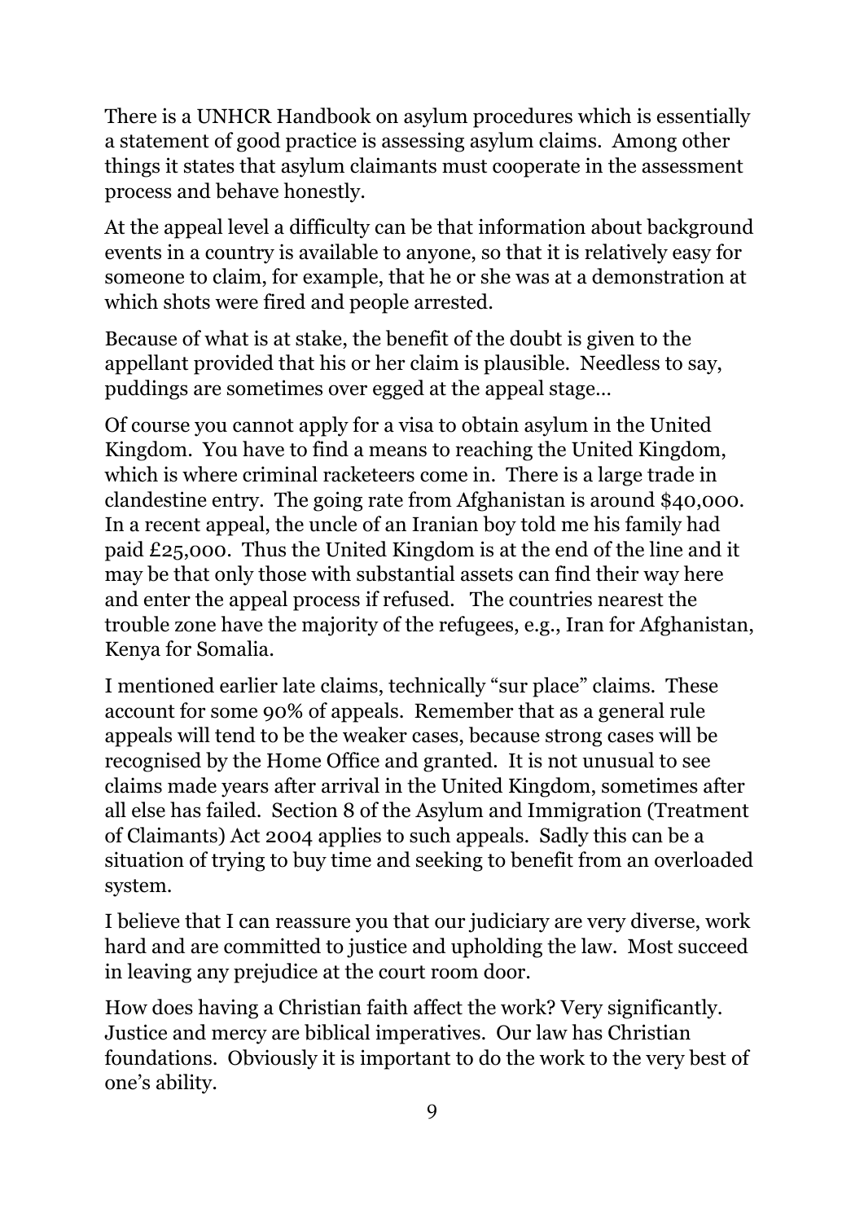There is a UNHCR Handbook on asylum procedures which is essentially a statement of good practice is assessing asylum claims. Among other things it states that asylum claimants must cooperate in the assessment process and behave honestly.

At the appeal level a difficulty can be that information about background events in a country is available to anyone, so that it is relatively easy for someone to claim, for example, that he or she was at a demonstration at which shots were fired and people arrested.

Because of what is at stake, the benefit of the doubt is given to the appellant provided that his or her claim is plausible. Needless to say, puddings are sometimes over egged at the appeal stage…

Of course you cannot apply for a visa to obtain asylum in the United Kingdom. You have to find a means to reaching the United Kingdom, which is where criminal racketeers come in. There is a large trade in clandestine entry. The going rate from Afghanistan is around $40,000. In a recent appeal, the uncle of an Iranian boy told me his family had paid £25,000. Thus the United Kingdom is at the end of the line and it may be that only those with substantial assets can find their way here and enter the appeal process if refused. The countries nearest the trouble zone have the majority of the refugees, e.g., Iran for Afghanistan, Kenya for Somalia.

I mentioned earlier late claims, technically "sur place" claims. These account for some 90% of appeals. Remember that as a general rule appeals will tend to be the weaker cases, because strong cases will be recognised by the Home Office and granted. It is not unusual to see claims made years after arrival in the United Kingdom, sometimes after all else has failed. Section 8 of the Asylum and Immigration (Treatment of Claimants) Act 2004 applies to such appeals. Sadly this can be a situation of trying to buy time and seeking to benefit from an overloaded system.

I believe that I can reassure you that our judiciary are very diverse, work hard and are committed to justice and upholding the law. Most succeed in leaving any prejudice at the court room door.

How does having a Christian faith affect the work? Very significantly. Justice and mercy are biblical imperatives. Our law has Christian foundations. Obviously it is important to do the work to the very best of one's ability.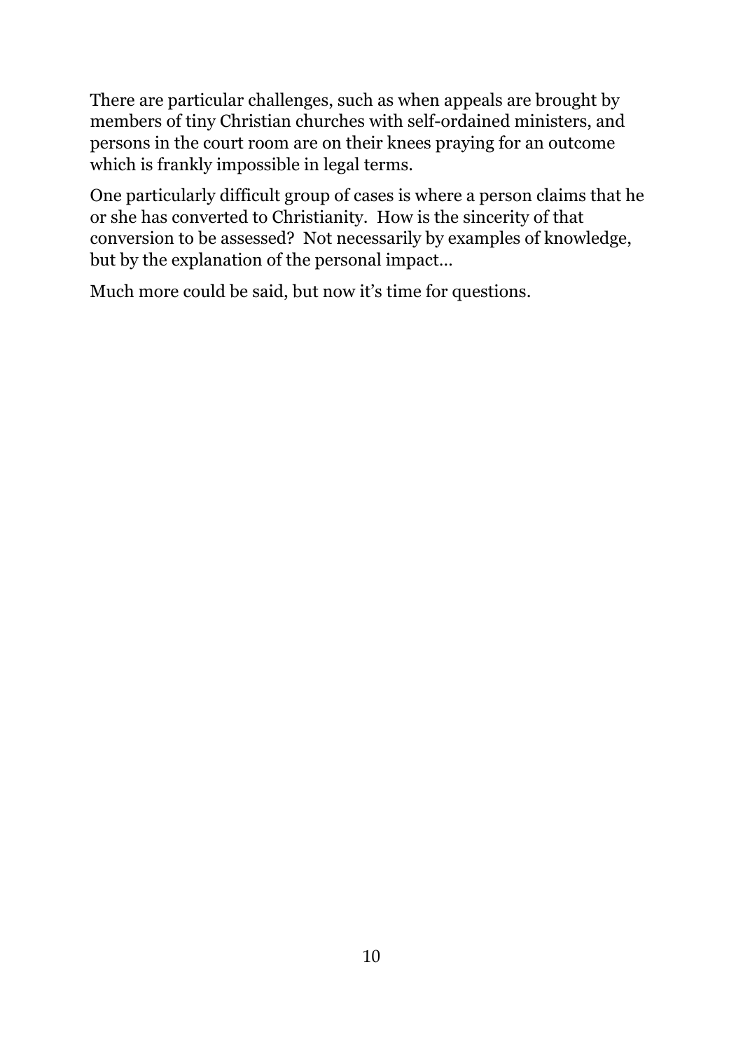There are particular challenges, such as when appeals are brought by members of tiny Christian churches with self-ordained ministers, and persons in the court room are on their knees praying for an outcome which is frankly impossible in legal terms.

One particularly difficult group of cases is where a person claims that he or she has converted to Christianity. How is the sincerity of that conversion to be assessed? Not necessarily by examples of knowledge, but by the explanation of the personal impact…

Much more could be said, but now it's time for questions.